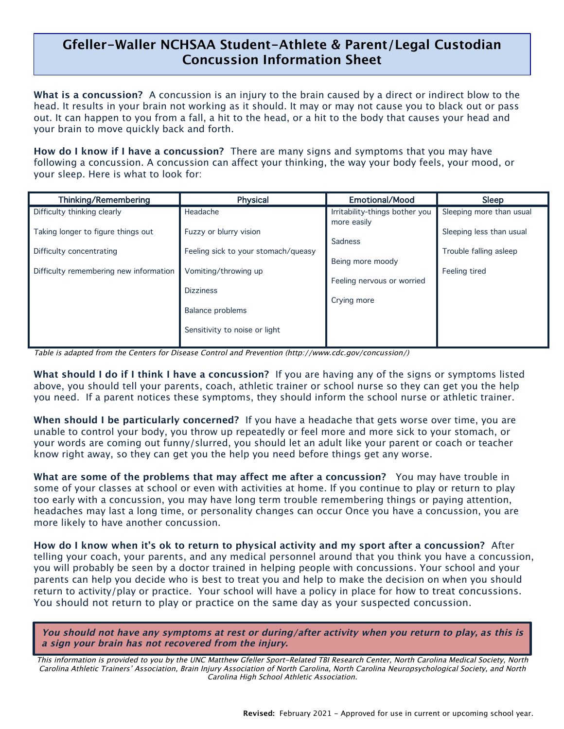# Gfeller-Waller NCHSAA Student-Athlete & Parent/Legal Custodian Concussion Information Sheet

**What is a concussion?** A concussion is an injury to the brain caused by a direct or indirect blow to the head. It results in your brain not working as it should. It may or may not cause you to black out or pass out. It can happen to you from a fall, a hit to the head, or a hit to the body that causes your head and your brain to move quickly back and forth.

**How do I know if I have a concussion?** There are many signs and symptoms that you may have following a concussion. A concussion can affect your thinking, the way your body feels, your mood, or your sleep. Here is what to look for:

| Thinking/Remembering | Physical | Emotional/Mood | Sleep |
|---|---|---|---|
| Difficulty thinking clearly | Headache | Irritability-things bother you more easily | Sleeping more than usual |
| Taking longer to figure things out | Fuzzy or blurry vision | Sadness | Sleeping less than usual |
| Difficulty concentrating | Feeling sick to your stomach/queasy | Being more moody | Trouble falling asleep |
| Difficulty remembering new information | Vomiting/throwing up | Feeling nervous or worried | Feeling tired |
| | Dizziness | Crying more | |
| | Balance problems | | |
| | Sensitivity to noise or light | | |

*Table is adapted from the Centers for Disease Control and Prevention (http://www.cdc.gov/concussion/)*

**What should I do if I think I have a concussion?** If you are having any of the signs or symptoms listed above, you should tell your parents, coach, athletic trainer or school nurse so they can get you the help you need. If a parent notices these symptoms, they should inform the school nurse or athletic trainer.

**When should I be particularly concerned?** If you have a headache that gets worse over time, you are unable to control your body, you throw up repeatedly or feel more and more sick to your stomach, or your words are coming out funny/slurred, you should let an adult like your parent or coach or teacher know right away, so they can get you the help you need before things get any worse.

**What are some of the problems that may affect me after a concussion?** You may have trouble in some of your classes at school or even with activities at home. If you continue to play or return to play too early with a concussion, you may have long term trouble remembering things or paying attention, headaches may last a long time, or personality changes can occur Once you have a concussion, you are more likely to have another concussion.

**How do I know when it's ok to return to physical activity and my sport after a concussion?** After telling your coach, your parents, and any medical personnel around that you think you have a concussion, you will probably be seen by a doctor trained in helping people with concussions. Your school and your parents can help you decide who is best to treat you and help to make the decision on when you should return to activity/play or practice. Your school will have a policy in place for how to treat concussions. You should not return to play or practice on the same day as your suspected concussion.

***You should not have any symptoms at rest or during/after activity when you return to play, as this is a sign your brain has not recovered from the injury.***

*This information is provided to you by the UNC Matthew Gfeller Sport-Related TBI Research Center, North Carolina Medical Society, North Carolina Athletic Trainers' Association, Brain Injury Association of North Carolina, North Carolina Neuropsychological Society, and North Carolina High School Athletic Association.*

**Revised:** February 2021 - Approved for use in current or upcoming school year.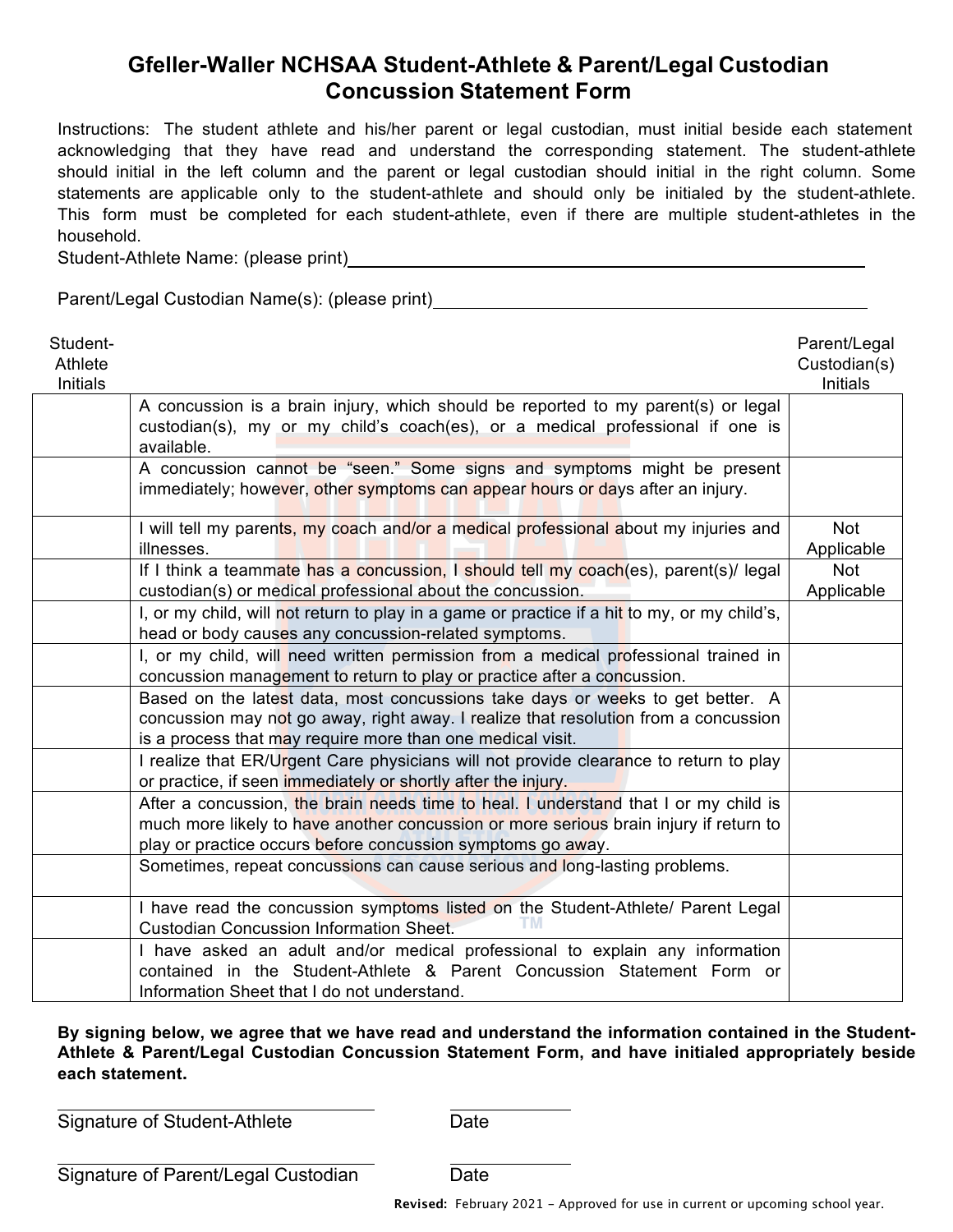# Gfeller-Waller NCHSAA Student-Athlete & Parent/Legal Custodian Concussion Statement Form

Instructions: The student athlete and his/her parent or legal custodian, must initial beside each statement acknowledging that they have read and understand the corresponding statement. The student-athlete should initial in the left column and the parent or legal custodian should initial in the right column. Some statements are applicable only to the student-athlete and should only be initialed by the student-athlete. This form must be completed for each student-athlete, even if there are multiple student-athletes in the household.

Student-Athlete Name: (please print)\_\_\_\_\_\_\_\_\_\_\_\_\_\_\_\_\_\_\_\_\_\_\_\_\_\_\_\_\_\_\_\_\_\_\_\_\_\_\_\_

Parent/Legal Custodian Name(s): (please print)\_\_\_\_\_\_\_\_\_\_\_\_\_\_\_\_\_\_\_\_\_\_\_\_\_\_\_\_\_\_\_\_

| Student-Athlete Initials | | Parent/Legal Custodian(s) Initials |
|---|---|---|
| | A concussion is a brain injury, which should be reported to my parent(s) or legal custodian(s), my or my child's coach(es), or a medical professional if one is available. | |
| | A concussion cannot be "seen." Some signs and symptoms might be present immediately; however, other symptoms can appear hours or days after an injury. | |
| | I will tell my parents, my coach and/or a medical professional about my injuries and illnesses. | Not Applicable |
| | If I think a teammate has a concussion, I should tell my coach(es), parent(s)/ legal custodian(s) or medical professional about the concussion. | Not Applicable |
| | I, or my child, will not return to play in a game or practice if a hit to my, or my child's, head or body causes any concussion-related symptoms. | |
| | I, or my child, will need written permission from a medical professional trained in concussion management to return to play or practice after a concussion. | |
| | Based on the latest data, most concussions take days or weeks to get better. A concussion may not go away, right away. I realize that resolution from a concussion is a process that may require more than one medical visit. | |
| | I realize that ER/Urgent Care physicians will not provide clearance to return to play or practice, if seen immediately or shortly after the injury. | |
| | After a concussion, the brain needs time to heal. I understand that I or my child is much more likely to have another concussion or more serious brain injury if return to play or practice occurs before concussion symptoms go away. | |
| | Sometimes, repeat concussions can cause serious and long-lasting problems. | |
| | I have read the concussion symptoms listed on the Student-Athlete/ Parent Legal Custodian Concussion Information Sheet. | |
| | I have asked an adult and/or medical professional to explain any information contained in the Student-Athlete & Parent Concussion Statement Form or Information Sheet that I do not understand. | |

**By signing below, we agree that we have read and understand the information contained in the Student-Athlete & Parent/Legal Custodian Concussion Statement Form, and have initialed appropriately beside each statement.**

\_\_\_\_\_\_\_\_\_\_\_\_\_\_\_\_\_\_\_\_\_\_\_\_\_\_\_\_\_\_ \_\_\_\_\_\_\_\_\_\_\_\_
Signature of Student-Athlete Date

\_\_\_\_\_\_\_\_\_\_\_\_\_\_\_\_\_\_\_\_\_\_\_\_\_\_\_\_\_\_ \_\_\_\_\_\_\_\_\_\_\_\_
Signature of Parent/Legal Custodian Date

**Revised:** February 2021 - Approved for use in current or upcoming school year.